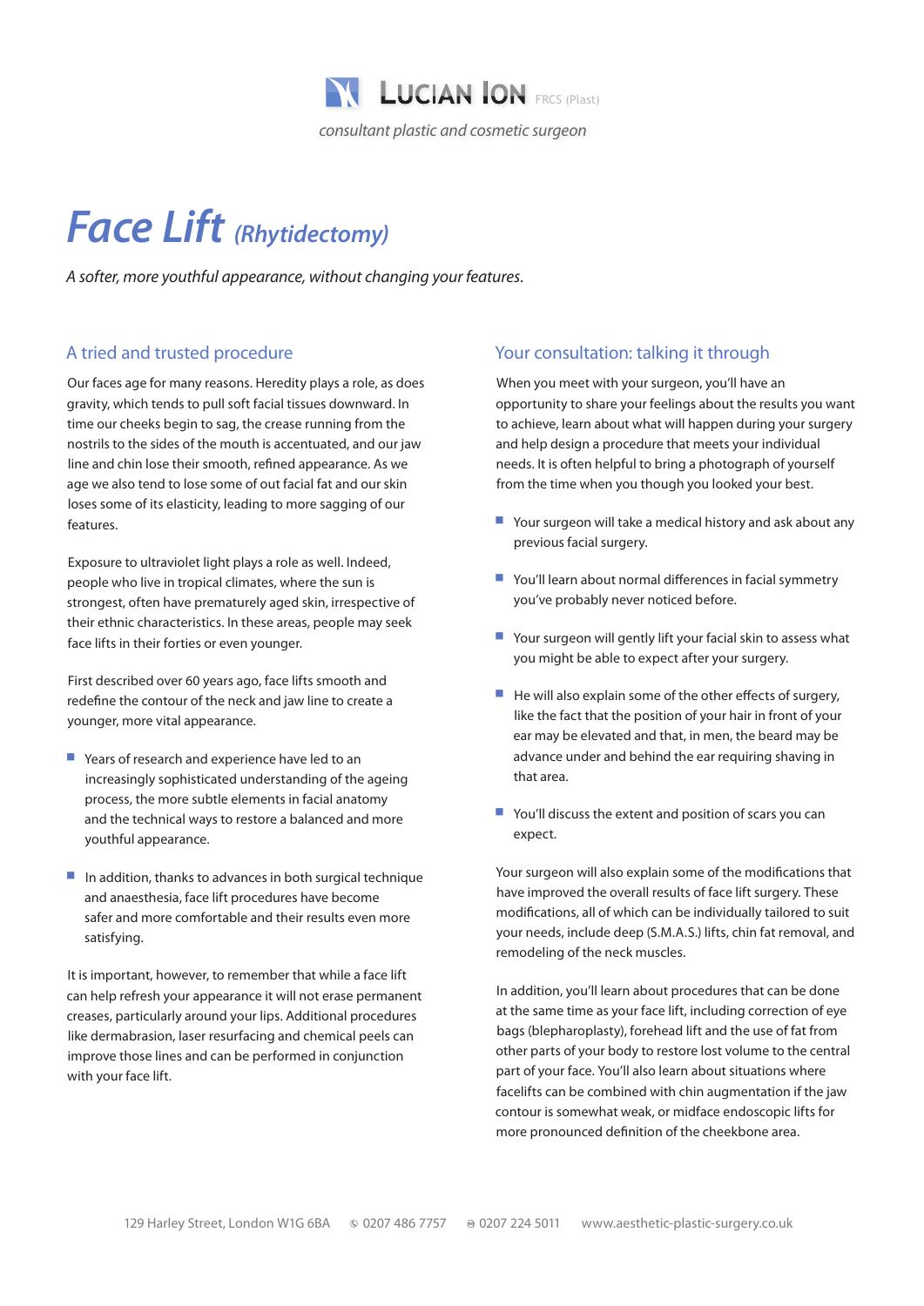LUCIAN ION FRCS (Plast)

*consultant plastic and cosmetic surgeon*

# *Face Lift (Rhytidectomy)*

*A softer, more youthful appearance, without changing your features.*

## A tried and trusted procedure

Our faces age for many reasons. Heredity plays a role, as does gravity, which tends to pull soft facial tissues downward. In time our cheeks begin to sag, the crease running from the nostrils to the sides of the mouth is accentuated, and our jaw line and chin lose their smooth, refined appearance. As we age we also tend to lose some of out facial fat and our skin loses some of its elasticity, leading to more sagging of our features.

Exposure to ultraviolet light plays a role as well. Indeed, people who live in tropical climates, where the sun is strongest, often have prematurely aged skin, irrespective of their ethnic characteristics. In these areas, people may seek face lifts in their forties or even younger.

First described over 60 years ago, face lifts smooth and redefine the contour of the neck and jaw line to create a younger, more vital appearance.

- Years of research and experience have led to an increasingly sophisticated understanding of the ageing process, the more subtle elements in facial anatomy and the technical ways to restore a balanced and more youthful appearance.
- In addition, thanks to advances in both surgical technique and anaesthesia, face lift procedures have become safer and more comfortable and their results even more satisfying.

It is important, however, to remember that while a face lift can help refresh your appearance it will not erase permanent creases, particularly around your lips. Additional procedures like dermabrasion, laser resurfacing and chemical peels can improve those lines and can be performed in conjunction with your face lift.

## Your consultation: talking it through

When you meet with your surgeon, you'll have an opportunity to share your feelings about the results you want to achieve, learn about what will happen during your surgery and help design a procedure that meets your individual needs. It is often helpful to bring a photograph of yourself from the time when you though you looked your best.

- Your surgeon will take a medical history and ask about any previous facial surgery.
- You'll learn about normal differences in facial symmetry you've probably never noticed before.
- Your surgeon will gently lift your facial skin to assess what you might be able to expect after your surgery.
- He will also explain some of the other effects of surgery, like the fact that the position of your hair in front of your ear may be elevated and that, in men, the beard may be advance under and behind the ear requiring shaving in that area.
- You'll discuss the extent and position of scars you can expect.

Your surgeon will also explain some of the modifications that have improved the overall results of face lift surgery. These modifications, all of which can be individually tailored to suit your needs, include deep (S.M.A.S.) lifts, chin fat removal, and remodeling of the neck muscles.

In addition, you'll learn about procedures that can be done at the same time as your face lift, including correction of eye bags (blepharoplasty), forehead lift and the use of fat from other parts of your body to restore lost volume to the central part of your face. You'll also learn about situations where facelifts can be combined with chin augmentation if the jaw contour is somewhat weak, or midface endoscopic lifts for more pronounced definition of the cheekbone area.

129 Harley Street, London W1G 6BA ✆ 0207 486 7757 ⎙ 0207 224 5011 www.aesthetic-plastic-surgery.co.uk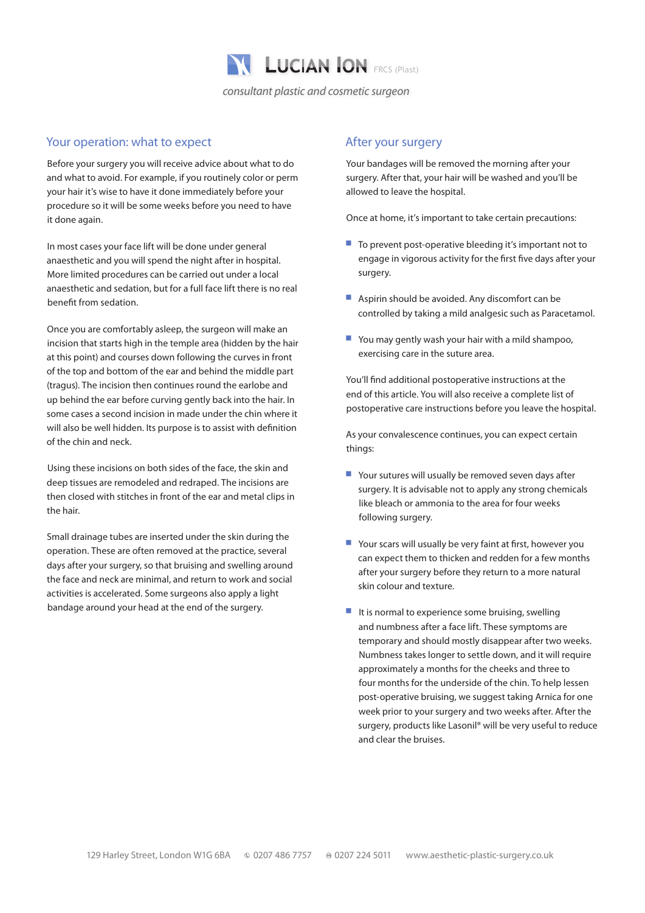## Your operation: what to expect

Before your surgery you will receive advice about what to do and what to avoid. For example, if you routinely color or perm your hair it's wise to have it done immediately before your procedure so it will be some weeks before you need to have it done again.

In most cases your face lift will be done under general anaesthetic and you will spend the night after in hospital. More limited procedures can be carried out under a local anaesthetic and sedation, but for a full face lift there is no real benefit from sedation.

Once you are comfortably asleep, the surgeon will make an incision that starts high in the temple area (hidden by the hair at this point) and courses down following the curves in front of the top and bottom of the ear and behind the middle part (tragus). The incision then continues round the earlobe and up behind the ear before curving gently back into the hair. In some cases a second incision in made under the chin where it will also be well hidden. Its purpose is to assist with definition of the chin and neck.

Using these incisions on both sides of the face, the skin and deep tissues are remodeled and redraped. The incisions are then closed with stitches in front of the ear and metal clips in the hair.

Small drainage tubes are inserted under the skin during the operation. These are often removed at the practice, several days after your surgery, so that bruising and swelling around the face and neck are minimal, and return to work and social activities is accelerated. Some surgeons also apply a light bandage around your head at the end of the surgery.

## After your surgery

Your bandages will be removed the morning after your surgery. After that, your hair will be washed and you'll be allowed to leave the hospital.

Once at home, it's important to take certain precautions:

- To prevent post-operative bleeding it's important not to engage in vigorous activity for the first five days after your surgery.
- Aspirin should be avoided. Any discomfort can be controlled by taking a mild analgesic such as Paracetamol.
- You may gently wash your hair with a mild shampoo, exercising care in the suture area.

You'll find additional postoperative instructions at the end of this article. You will also receive a complete list of postoperative care instructions before you leave the hospital.

As your convalescence continues, you can expect certain things:

- Your sutures will usually be removed seven days after surgery. It is advisable not to apply any strong chemicals like bleach or ammonia to the area for four weeks following surgery.
- Your scars will usually be very faint at first, however you can expect them to thicken and redden for a few months after your surgery before they return to a more natural skin colour and texture.
- It is normal to experience some bruising, swelling and numbness after a face lift. These symptoms are temporary and should mostly disappear after two weeks. Numbness takes longer to settle down, and it will require approximately a months for the cheeks and three to four months for the underside of the chin. To help lessen post-operative bruising, we suggest taking Arnica for one week prior to your surgery and two weeks after. After the surgery, products like Lasonil® will be very useful to reduce and clear the bruises.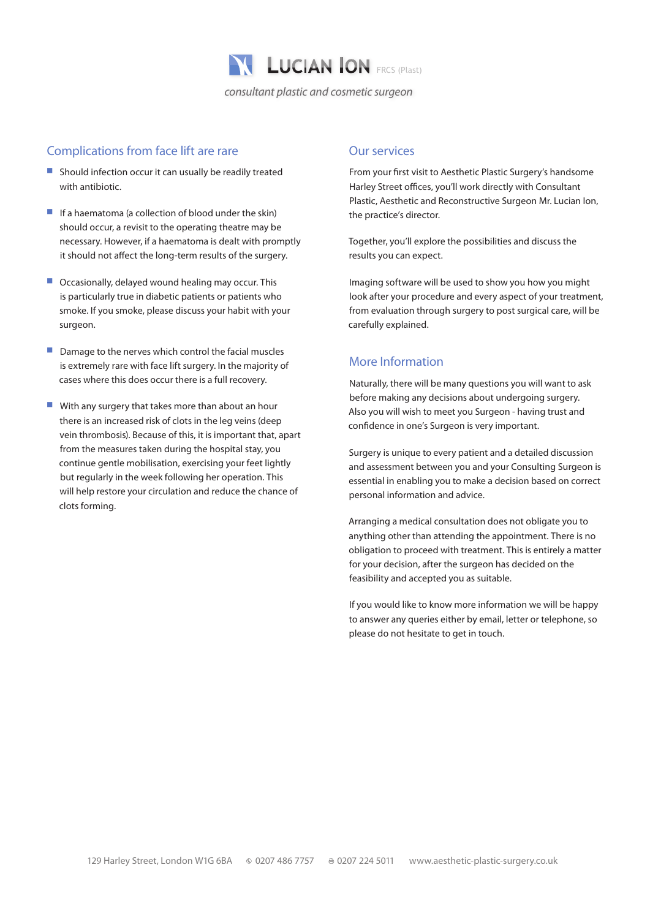## Complications from face lift are rare

- Should infection occur it can usually be readily treated with antibiotic.
- If a haematoma (a collection of blood under the skin) should occur, a revisit to the operating theatre may be necessary. However, if a haematoma is dealt with promptly it should not affect the long-term results of the surgery.
- Occasionally, delayed wound healing may occur. This is particularly true in diabetic patients or patients who smoke. If you smoke, please discuss your habit with your surgeon.
- Damage to the nerves which control the facial muscles is extremely rare with face lift surgery. In the majority of cases where this does occur there is a full recovery.
- With any surgery that takes more than about an hour there is an increased risk of clots in the leg veins (deep vein thrombosis). Because of this, it is important that, apart from the measures taken during the hospital stay, you continue gentle mobilisation, exercising your feet lightly but regularly in the week following her operation. This will help restore your circulation and reduce the chance of clots forming.

## Our services

From your first visit to Aesthetic Plastic Surgery's handsome Harley Street offices, you'll work directly with Consultant Plastic, Aesthetic and Reconstructive Surgeon Mr. Lucian Ion, the practice's director.

Together, you'll explore the possibilities and discuss the results you can expect.

Imaging software will be used to show you how you might look after your procedure and every aspect of your treatment, from evaluation through surgery to post surgical care, will be carefully explained.

## More Information

Naturally, there will be many questions you will want to ask before making any decisions about undergoing surgery. Also you will wish to meet you Surgeon - having trust and confidence in one's Surgeon is very important.

Surgery is unique to every patient and a detailed discussion and assessment between you and your Consulting Surgeon is essential in enabling you to make a decision based on correct personal information and advice.

Arranging a medical consultation does not obligate you to anything other than attending the appointment. There is no obligation to proceed with treatment. This is entirely a matter for your decision, after the surgeon has decided on the feasibility and accepted you as suitable.

If you would like to know more information we will be happy to answer any queries either by email, letter or telephone, so please do not hesitate to get in touch.